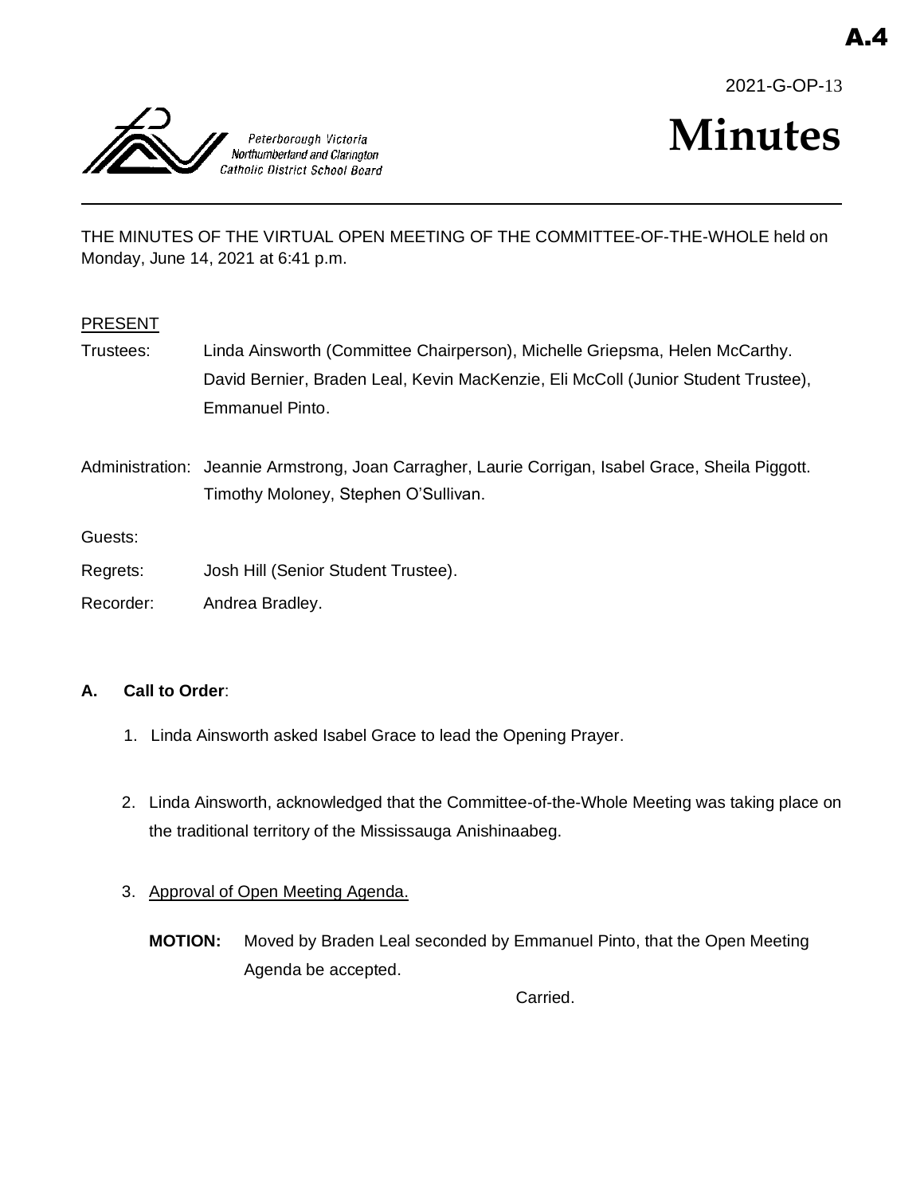A.4

2021-G-OP-13

Peterborough Victoria Northumberland and Clarington Catholic District School Board

# Minutes

THE MINUTES OF THE VIRTUAL OPEN MEETING OF THE COMMITTEE-OF-THE-WHOLE held on Monday, June 14, 2021 at 6:41 p.m.

PRESENT

Trustees: Linda Ainsworth (Committee Chairperson), Michelle Griepsma, Helen McCarthy. David Bernier, Braden Leal, Kevin MacKenzie, Eli McColl (Junior Student Trustee), Emmanuel Pinto.

Administration: Jeannie Armstrong, Joan Carragher, Laurie Corrigan, Isabel Grace, Sheila Piggott. Timothy Moloney, Stephen O'Sullivan.

Guests:

Regrets: Josh Hill (Senior Student Trustee).

Recorder: Andrea Bradley.

**A. Call to Order**:

1. Linda Ainsworth asked Isabel Grace to lead the Opening Prayer.

2. Linda Ainsworth, acknowledged that the Committee-of-the-Whole Meeting was taking place on the traditional territory of the Mississauga Anishinaabeg.

3. Approval of Open Meeting Agenda.

**MOTION:** Moved by Braden Leal seconded by Emmanuel Pinto, that the Open Meeting Agenda be accepted.

Carried.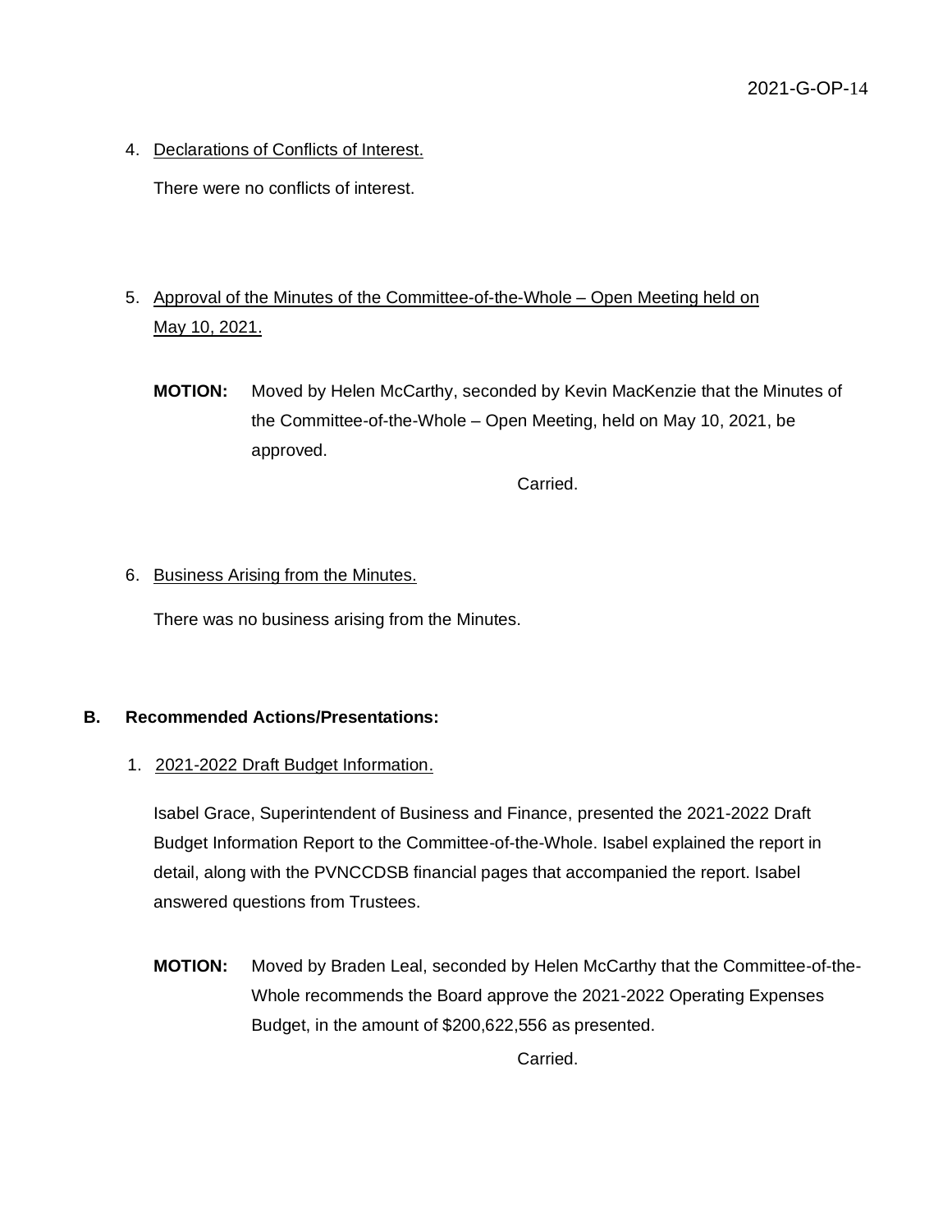4. Declarations of Conflicts of Interest.

   There were no conflicts of interest.

5. Approval of the Minutes of the Committee-of-the-Whole – Open Meeting held on May 10, 2021.

   **MOTION:** Moved by Helen McCarthy, seconded by Kevin MacKenzie that the Minutes of the Committee-of-the-Whole – Open Meeting, held on May 10, 2021, be approved.

   Carried.

6. Business Arising from the Minutes.

   There was no business arising from the Minutes.

**B. Recommended Actions/Presentations:**

1. 2021-2022 Draft Budget Information.

   Isabel Grace, Superintendent of Business and Finance, presented the 2021-2022 Draft Budget Information Report to the Committee-of-the-Whole. Isabel explained the report in detail, along with the PVNCCDSB financial pages that accompanied the report. Isabel answered questions from Trustees.

   **MOTION:** Moved by Braden Leal, seconded by Helen McCarthy that the Committee-of-the-Whole recommends the Board approve the 2021-2022 Operating Expenses Budget, in the amount of $200,622,556 as presented.

   Carried.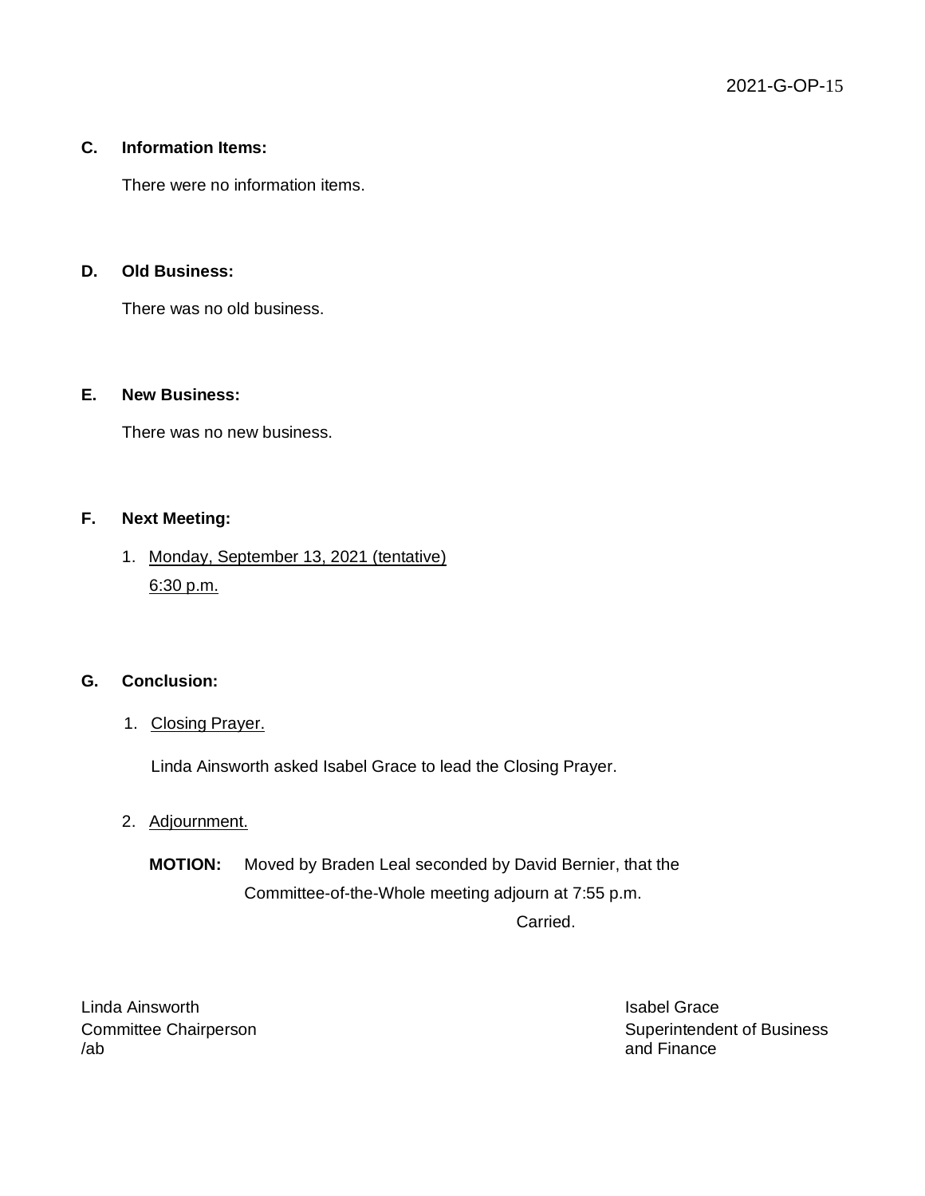2021-G-OP-15

**C. Information Items:**

There were no information items.

**D. Old Business:**

There was no old business.

**E. New Business:**

There was no new business.

**F. Next Meeting:**

1. Monday, September 13, 2021 (tentative)
   6:30 p.m.

**G. Conclusion:**

1. Closing Prayer.

   Linda Ainsworth asked Isabel Grace to lead the Closing Prayer.

2. Adjournment.

   **MOTION:** Moved by Braden Leal seconded by David Bernier, that the Committee-of-the-Whole meeting adjourn at 7:55 p.m.

   Carried.

Linda Ainsworth
Committee Chairperson
/ab

Isabel Grace
Superintendent of Business and Finance